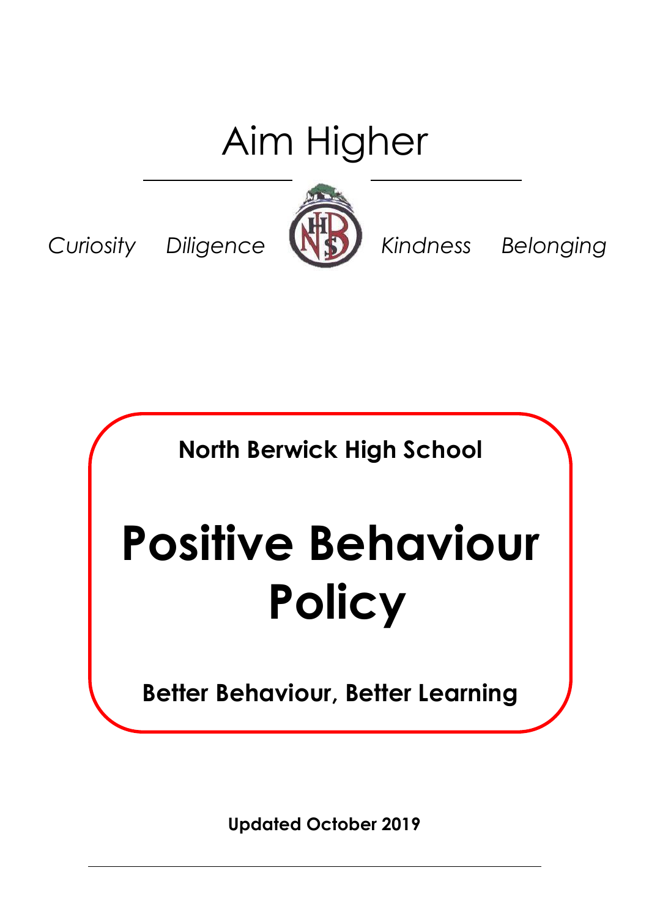Aim Higher

*Curiosity* *Diligence* *Kindness* *Belonging*

**North Berwick High School**

# Positive Behaviour Policy

**Better Behaviour, Better Learning**

**Updated October 2019**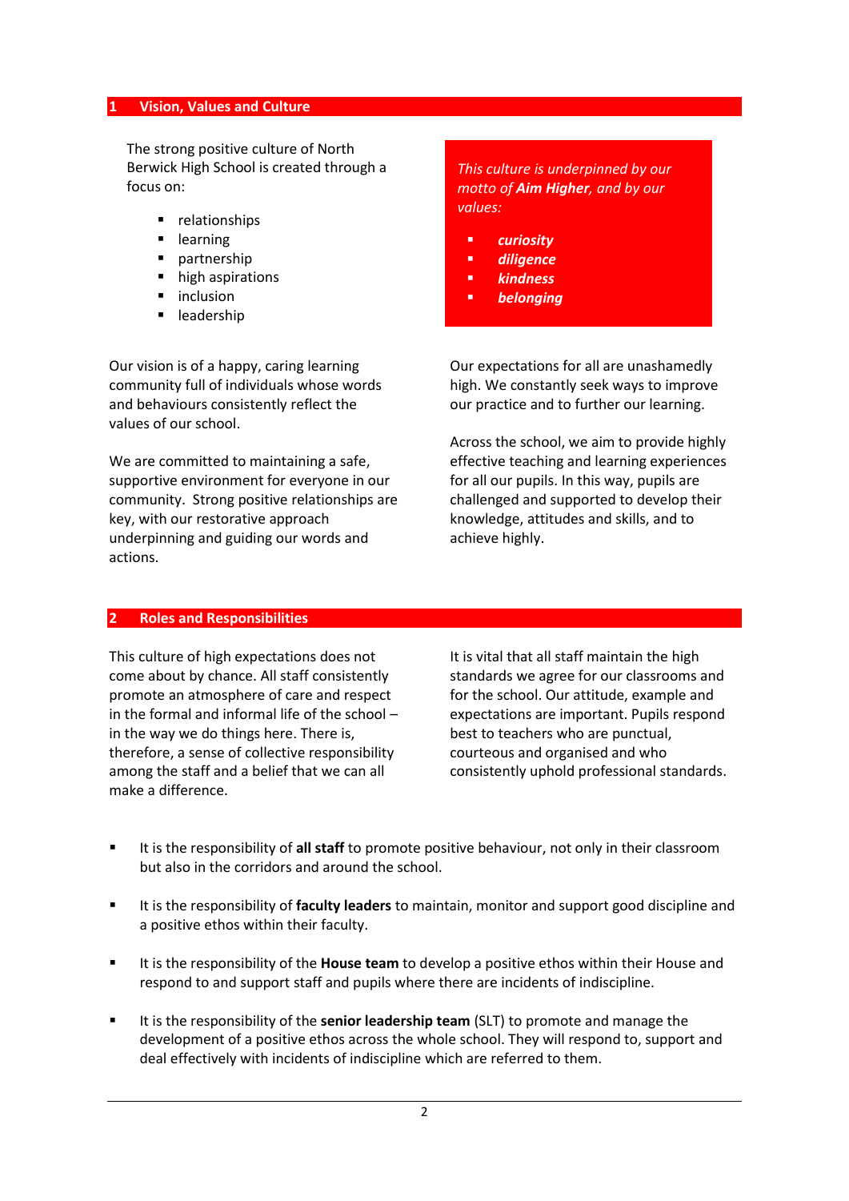## 1 Vision, Values and Culture

The strong positive culture of North Berwick High School is created through a focus on:

- relationships
- learning
- partnership
- high aspirations
- inclusion
- leadership

*This culture is underpinned by our motto of **Aim Higher**, and by our values:*

- ***curiosity***
- ***diligence***
- ***kindness***
- ***belonging***

Our vision is of a happy, caring learning community full of individuals whose words and behaviours consistently reflect the values of our school.

We are committed to maintaining a safe, supportive environment for everyone in our community. Strong positive relationships are key, with our restorative approach underpinning and guiding our words and actions.

Our expectations for all are unashamedly high. We constantly seek ways to improve our practice and to further our learning.

Across the school, we aim to provide highly effective teaching and learning experiences for all our pupils. In this way, pupils are challenged and supported to develop their knowledge, attitudes and skills, and to achieve highly.

## 2 Roles and Responsibilities

This culture of high expectations does not come about by chance. All staff consistently promote an atmosphere of care and respect in the formal and informal life of the school – in the way we do things here. There is, therefore, a sense of collective responsibility among the staff and a belief that we can all make a difference.

It is vital that all staff maintain the high standards we agree for our classrooms and for the school. Our attitude, example and expectations are important. Pupils respond best to teachers who are punctual, courteous and organised and who consistently uphold professional standards.

- It is the responsibility of **all staff** to promote positive behaviour, not only in their classroom but also in the corridors and around the school.
- It is the responsibility of **faculty leaders** to maintain, monitor and support good discipline and a positive ethos within their faculty.
- It is the responsibility of the **House team** to develop a positive ethos within their House and respond to and support staff and pupils where there are incidents of indiscipline.
- It is the responsibility of the **senior leadership team** (SLT) to promote and manage the development of a positive ethos across the whole school. They will respond to, support and deal effectively with incidents of indiscipline which are referred to them.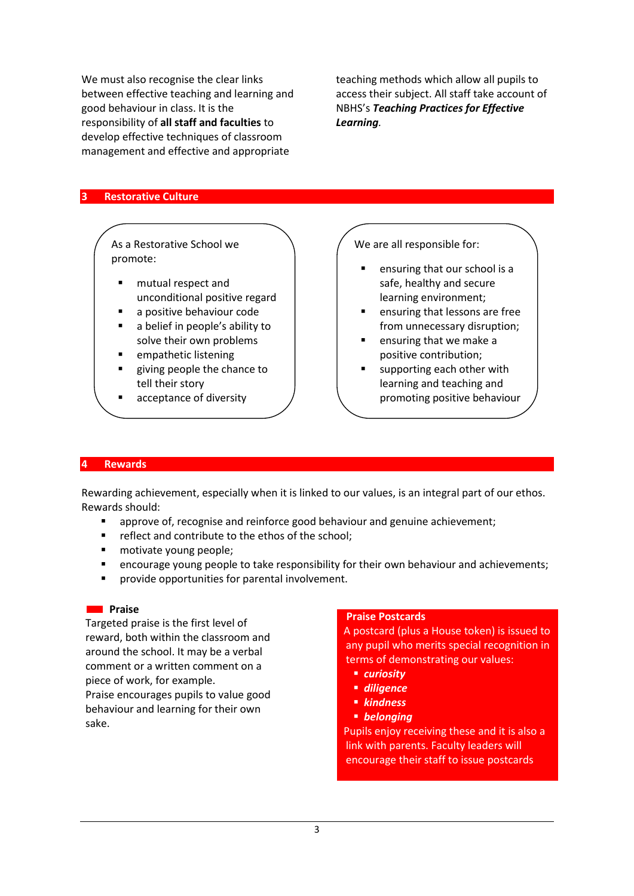We must also recognise the clear links between effective teaching and learning and good behaviour in class. It is the responsibility of **all staff and faculties** to develop effective techniques of classroom management and effective and appropriate teaching methods which allow all pupils to access their subject. All staff take account of NBHS's ***Teaching Practices for Effective Learning***.

## 3 Restorative Culture

As a Restorative School we promote:

- mutual respect and unconditional positive regard
- a positive behaviour code
- a belief in people's ability to solve their own problems
- empathetic listening
- giving people the chance to tell their story
- acceptance of diversity

We are all responsible for:

- ensuring that our school is a safe, healthy and secure learning environment;
- ensuring that lessons are free from unnecessary disruption;
- ensuring that we make a positive contribution;
- supporting each other with learning and teaching and promoting positive behaviour

## 4 Rewards

Rewarding achievement, especially when it is linked to our values, is an integral part of our ethos. Rewards should:

- approve of, recognise and reinforce good behaviour and genuine achievement;
- reflect and contribute to the ethos of the school;
- motivate young people;
- encourage young people to take responsibility for their own behaviour and achievements;
- provide opportunities for parental involvement.

### Praise

Targeted praise is the first level of reward, both within the classroom and around the school. It may be a verbal comment or a written comment on a piece of work, for example.
Praise encourages pupils to value good behaviour and learning for their own sake.

**Praise Postcards**

A postcard (plus a House token) is issued to any pupil who merits special recognition in terms of demonstrating our values:

- ***curiosity***
- ***diligence***
- ***kindness***
- ***belonging***

Pupils enjoy receiving these and it is also a link with parents. Faculty leaders will encourage their staff to issue postcards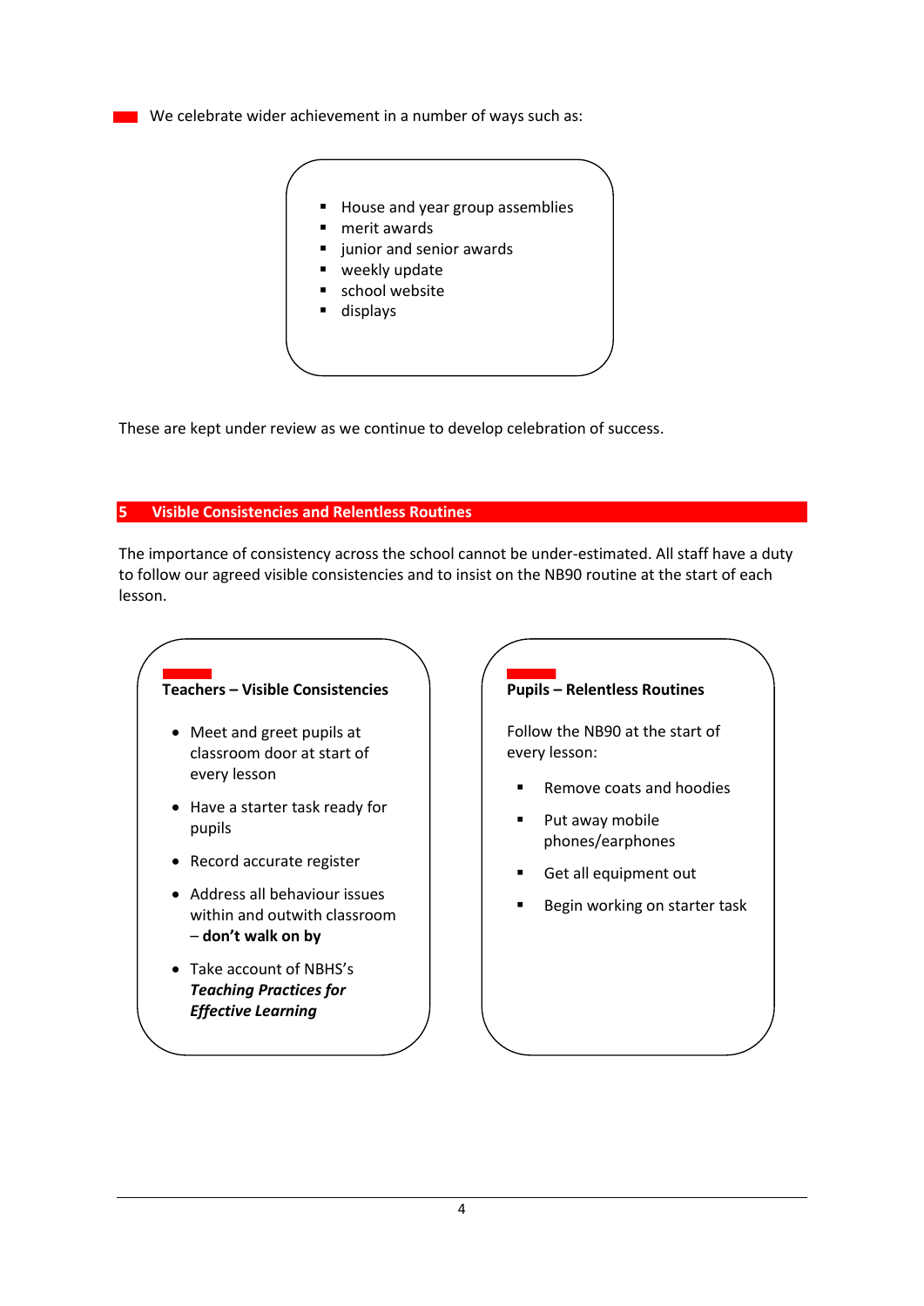We celebrate wider achievement in a number of ways such as:

- House and year group assemblies
- merit awards
- junior and senior awards
- weekly update
- school website
- displays

These are kept under review as we continue to develop celebration of success.

## 5 Visible Consistencies and Relentless Routines

The importance of consistency across the school cannot be under-estimated. All staff have a duty to follow our agreed visible consistencies and to insist on the NB90 routine at the start of each lesson.

**Teachers – Visible Consistencies**

- Meet and greet pupils at classroom door at start of every lesson
- Have a starter task ready for pupils
- Record accurate register
- Address all behaviour issues within and outwith classroom – **don't walk on by**
- Take account of NBHS's ***Teaching Practices for Effective Learning***

**Pupils – Relentless Routines**

Follow the NB90 at the start of every lesson:

- Remove coats and hoodies
- Put away mobile phones/earphones
- Get all equipment out
- Begin working on starter task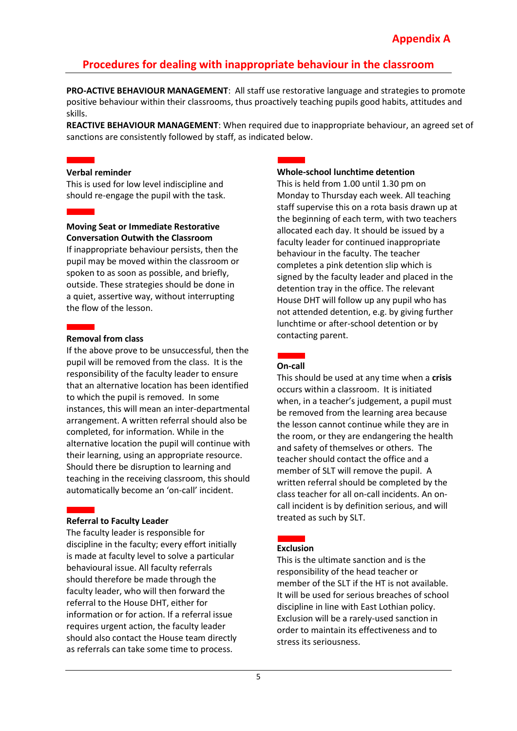**Appendix A**

## Procedures for dealing with inappropriate behaviour in the classroom

**PRO-ACTIVE BEHAVIOUR MANAGEMENT**: All staff use restorative language and strategies to promote positive behaviour within their classrooms, thus proactively teaching pupils good habits, attitudes and skills.

**REACTIVE BEHAVIOUR MANAGEMENT**: When required due to inappropriate behaviour, an agreed set of sanctions are consistently followed by staff, as indicated below.

### Verbal reminder

This is used for low level indiscipline and should re-engage the pupil with the task.

### Moving Seat or Immediate Restorative Conversation Outwith the Classroom

If inappropriate behaviour persists, then the pupil may be moved within the classroom or spoken to as soon as possible, and briefly, outside. These strategies should be done in a quiet, assertive way, without interrupting the flow of the lesson.

### Removal from class

If the above prove to be unsuccessful, then the pupil will be removed from the class. It is the responsibility of the faculty leader to ensure that an alternative location has been identified to which the pupil is removed. In some instances, this will mean an inter-departmental arrangement. A written referral should also be completed, for information. While in the alternative location the pupil will continue with their learning, using an appropriate resource. Should there be disruption to learning and teaching in the receiving classroom, this should automatically become an 'on-call' incident.

### Referral to Faculty Leader

The faculty leader is responsible for discipline in the faculty; every effort initially is made at faculty level to solve a particular behavioural issue. All faculty referrals should therefore be made through the faculty leader, who will then forward the referral to the House DHT, either for information or for action. If a referral issue requires urgent action, the faculty leader should also contact the House team directly as referrals can take some time to process.

### Whole-school lunchtime detention

This is held from 1.00 until 1.30 pm on Monday to Thursday each week. All teaching staff supervise this on a rota basis drawn up at the beginning of each term, with two teachers allocated each day. It should be issued by a faculty leader for continued inappropriate behaviour in the faculty. The teacher completes a pink detention slip which is signed by the faculty leader and placed in the detention tray in the office. The relevant House DHT will follow up any pupil who has not attended detention, e.g. by giving further lunchtime or after-school detention or by contacting parent.

### On-call

This should be used at any time when a **crisis** occurs within a classroom. It is initiated when, in a teacher's judgement, a pupil must be removed from the learning area because the lesson cannot continue while they are in the room, or they are endangering the health and safety of themselves or others. The teacher should contact the office and a member of SLT will remove the pupil. A written referral should be completed by the class teacher for all on-call incidents. An on-call incident is by definition serious, and will treated as such by SLT.

### Exclusion

This is the ultimate sanction and is the responsibility of the head teacher or member of the SLT if the HT is not available. It will be used for serious breaches of school discipline in line with East Lothian policy. Exclusion will be a rarely-used sanction in order to maintain its effectiveness and to stress its seriousness.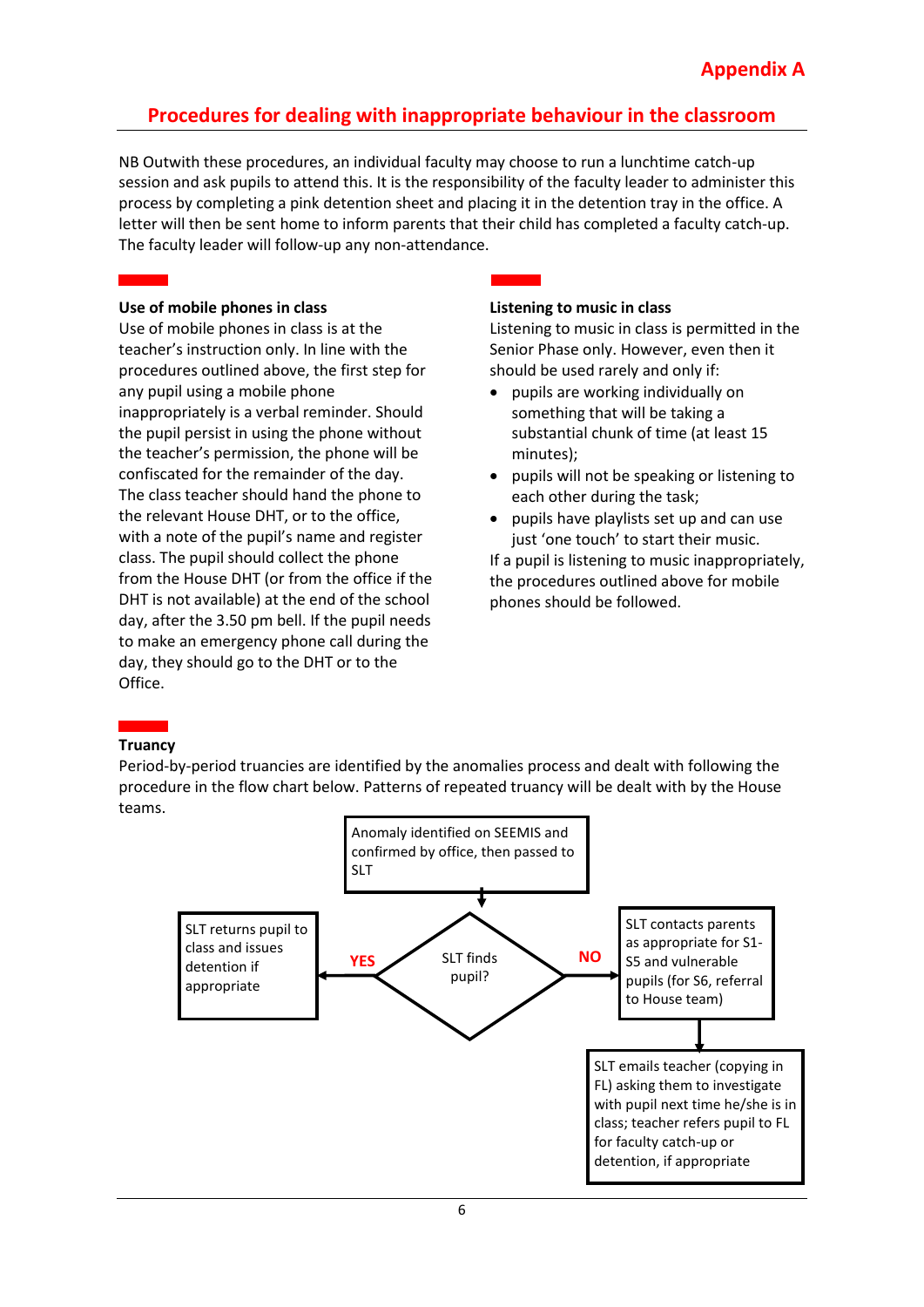## Appendix A

## Procedures for dealing with inappropriate behaviour in the classroom

NB Outwith these procedures, an individual faculty may choose to run a lunchtime catch-up session and ask pupils to attend this. It is the responsibility of the faculty leader to administer this process by completing a pink detention sheet and placing it in the detention tray in the office. A letter will then be sent home to inform parents that their child has completed a faculty catch-up. The faculty leader will follow-up any non-attendance.

### Use of mobile phones in class

Use of mobile phones in class is at the teacher's instruction only. In line with the procedures outlined above, the first step for any pupil using a mobile phone inappropriately is a verbal reminder. Should the pupil persist in using the phone without the teacher's permission, the phone will be confiscated for the remainder of the day. The class teacher should hand the phone to the relevant House DHT, or to the office, with a note of the pupil's name and register class. The pupil should collect the phone from the House DHT (or from the office if the DHT is not available) at the end of the school day, after the 3.50 pm bell. If the pupil needs to make an emergency phone call during the day, they should go to the DHT or to the Office.

### Listening to music in class

Listening to music in class is permitted in the Senior Phase only. However, even then it should be used rarely and only if:

- pupils are working individually on something that will be taking a substantial chunk of time (at least 15 minutes);
- pupils will not be speaking or listening to each other during the task;
- pupils have playlists set up and can use just 'one touch' to start their music.

If a pupil is listening to music inappropriately, the procedures outlined above for mobile phones should be followed.

### Truancy

Period-by-period truancies are identified by the anomalies process and dealt with following the procedure in the flow chart below. Patterns of repeated truancy will be dealt with by the House teams.

1. Anomaly identified on SEEMIS and confirmed by office, then passed to SLT
2. SLT finds pupil?
   - **YES**: SLT returns pupil to class and issues detention if appropriate
   - **NO**: SLT contacts parents as appropriate for S1-S5 and vulnerable pupils (for S6, referral to House team)
     - SLT emails teacher (copying in FL) asking them to investigate with pupil next time he/she is in class; teacher refers pupil to FL for faculty catch-up or detention, if appropriate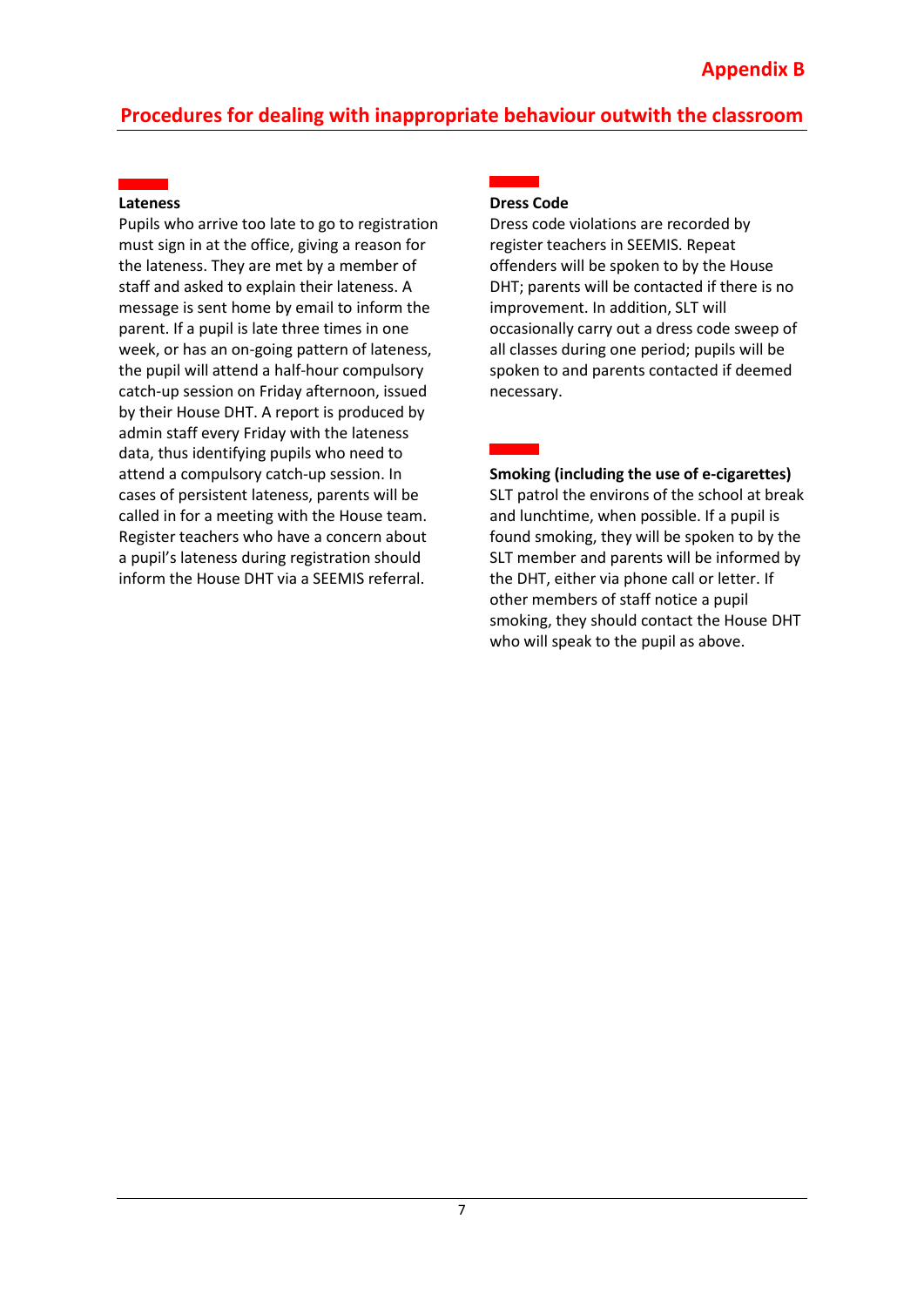# Appendix B

## Procedures for dealing with inappropriate behaviour outwith the classroom

### Lateness

Pupils who arrive too late to go to registration must sign in at the office, giving a reason for the lateness. They are met by a member of staff and asked to explain their lateness. A message is sent home by email to inform the parent. If a pupil is late three times in one week, or has an on-going pattern of lateness, the pupil will attend a half-hour compulsory catch-up session on Friday afternoon, issued by their House DHT. A report is produced by admin staff every Friday with the lateness data, thus identifying pupils who need to attend a compulsory catch-up session. In cases of persistent lateness, parents will be called in for a meeting with the House team. Register teachers who have a concern about a pupil's lateness during registration should inform the House DHT via a SEEMIS referral.

### Dress Code

Dress code violations are recorded by register teachers in SEEMIS. Repeat offenders will be spoken to by the House DHT; parents will be contacted if there is no improvement. In addition, SLT will occasionally carry out a dress code sweep of all classes during one period; pupils will be spoken to and parents contacted if deemed necessary.

### Smoking (including the use of e-cigarettes)

SLT patrol the environs of the school at break and lunchtime, when possible. If a pupil is found smoking, they will be spoken to by the SLT member and parents will be informed by the DHT, either via phone call or letter. If other members of staff notice a pupil smoking, they should contact the House DHT who will speak to the pupil as above.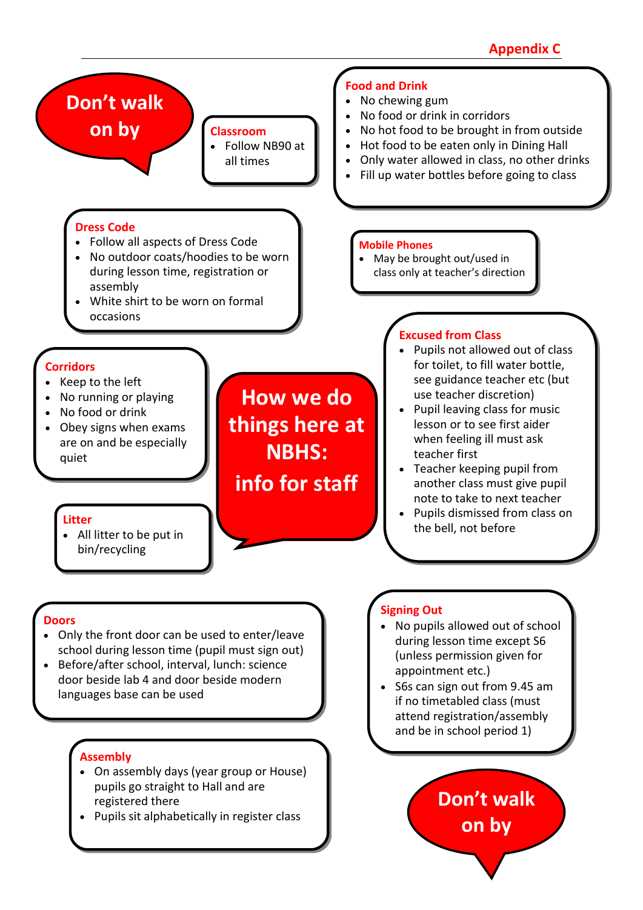# Appendix C

**Don't walk on by**

# How we do things here at NBHS: info for staff

### Classroom

- Follow NB90 at all times

### Food and Drink

- No chewing gum
- No food or drink in corridors
- No hot food to be brought in from outside
- Hot food to be eaten only in Dining Hall
- Only water allowed in class, no other drinks
- Fill up water bottles before going to class

### Dress Code

- Follow all aspects of Dress Code
- No outdoor coats/hoodies to be worn during lesson time, registration or assembly
- White shirt to be worn on formal occasions

### Mobile Phones

- May be brought out/used in class only at teacher's direction

### Corridors

- Keep to the left
- No running or playing
- No food or drink
- Obey signs when exams are on and be especially quiet

### Excused from Class

- Pupils not allowed out of class for toilet, to fill water bottle, see guidance teacher etc (but use teacher discretion)
- Pupil leaving class for music lesson or to see first aider when feeling ill must ask teacher first
- Teacher keeping pupil from another class must give pupil note to take to next teacher
- Pupils dismissed from class on the bell, not before

### Litter

- All litter to be put in bin/recycling

### Doors

- Only the front door can be used to enter/leave school during lesson time (pupil must sign out)
- Before/after school, interval, lunch: science door beside lab 4 and door beside modern languages base can be used

### Signing Out

- No pupils allowed out of school during lesson time except S6 (unless permission given for appointment etc.)
- S6s can sign out from 9.45 am if no timetabled class (must attend registration/assembly and be in school period 1)

### Assembly

- On assembly days (year group or House) pupils go straight to Hall and are registered there
- Pupils sit alphabetically in register class

**Don't walk on by**